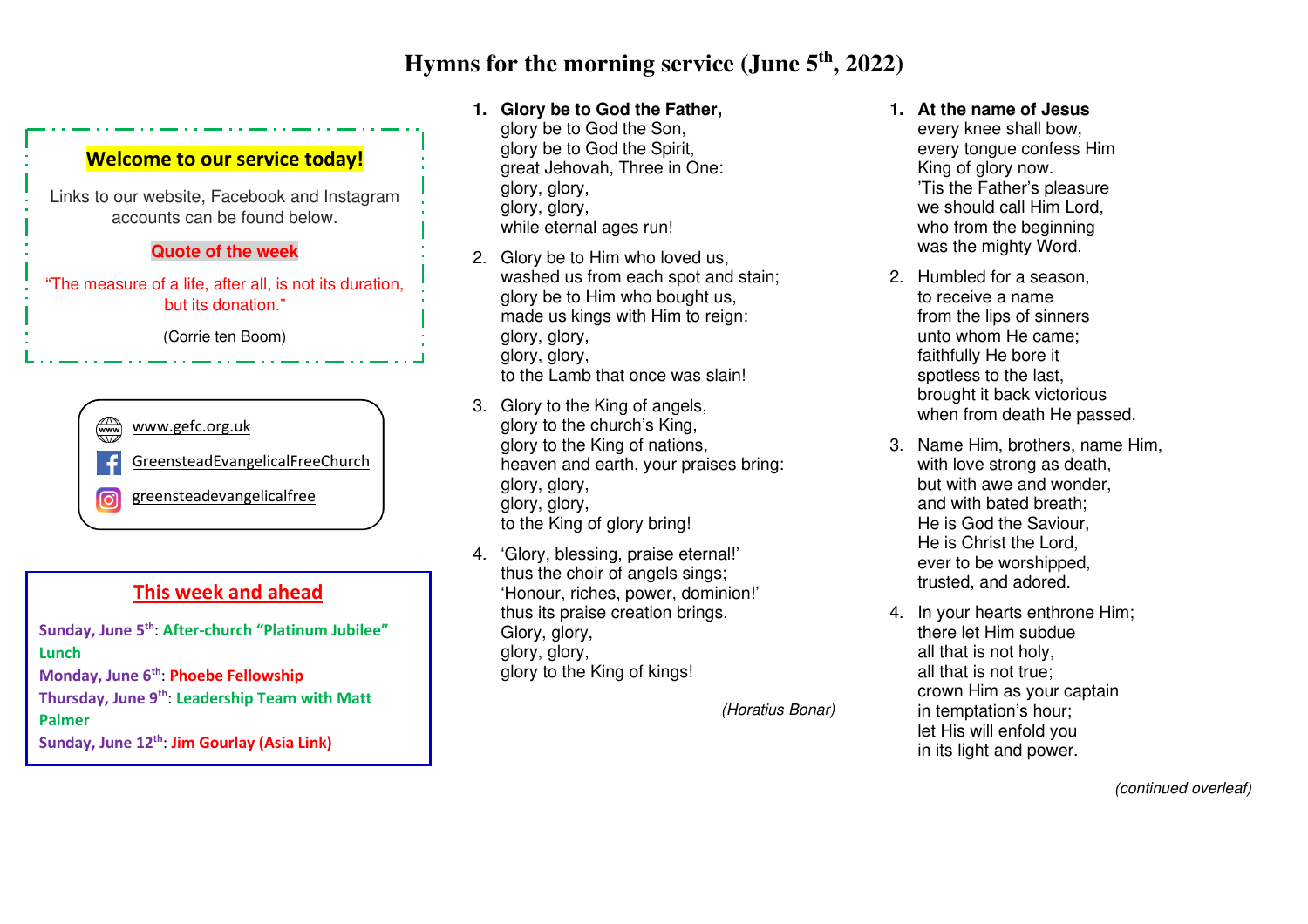# Hymns for the morning service (June 5th, 2022)

**Welcome to our service today!**

Links to our website, Facebook and Instagram accounts can be found below.

**Quote of the week**

"The measure of a life, after all, is not its duration, but its donation."

(Corrie ten Boom)

www.gefc.org.uk

GreensteadEvangelicalFreeChurch

greensteadevangelicalfree

## This week and ahead

**Sunday, June 5th**: **After-church "Platinum Jubilee" Lunch**

**Monday, June 6th**: **Phoebe Fellowship**

**Thursday, June 9th**: **Leadership Team with Matt Palmer**

**Sunday, June 12th**: **Jim Gourlay (Asia Link)**

1. **Glory be to God the Father,**
   glory be to God the Son,
   glory be to God the Spirit,
   great Jehovah, Three in One:
   glory, glory,
   glory, glory,
   while eternal ages run!

2. Glory be to Him who loved us,
   washed us from each spot and stain;
   glory be to Him who bought us,
   made us kings with Him to reign:
   glory, glory,
   glory, glory,
   to the Lamb that once was slain!

3. Glory to the King of angels,
   glory to the church's King,
   glory to the King of nations,
   heaven and earth, your praises bring:
   glory, glory,
   glory, glory,
   to the King of glory bring!

4. 'Glory, blessing, praise eternal!'
   thus the choir of angels sings;
   'Honour, riches, power, dominion!'
   thus its praise creation brings.
   Glory, glory,
   glory, glory,
   glory to the King of kings!

*(Horatius Bonar)*

1. **At the name of Jesus**
   every knee shall bow,
   every tongue confess Him
   King of glory now.
   'Tis the Father's pleasure
   we should call Him Lord,
   who from the beginning
   was the mighty Word.

2. Humbled for a season,
   to receive a name
   from the lips of sinners
   unto whom He came;
   faithfully He bore it
   spotless to the last,
   brought it back victorious
   when from death He passed.

3. Name Him, brothers, name Him,
   with love strong as death,
   but with awe and wonder,
   and with bated breath;
   He is God the Saviour,
   He is Christ the Lord,
   ever to be worshipped,
   trusted, and adored.

4. In your hearts enthrone Him;
   there let Him subdue
   all that is not holy,
   all that is not true;
   crown Him as your captain
   in temptation's hour;
   let His will enfold you
   in its light and power.

*(continued overleaf)*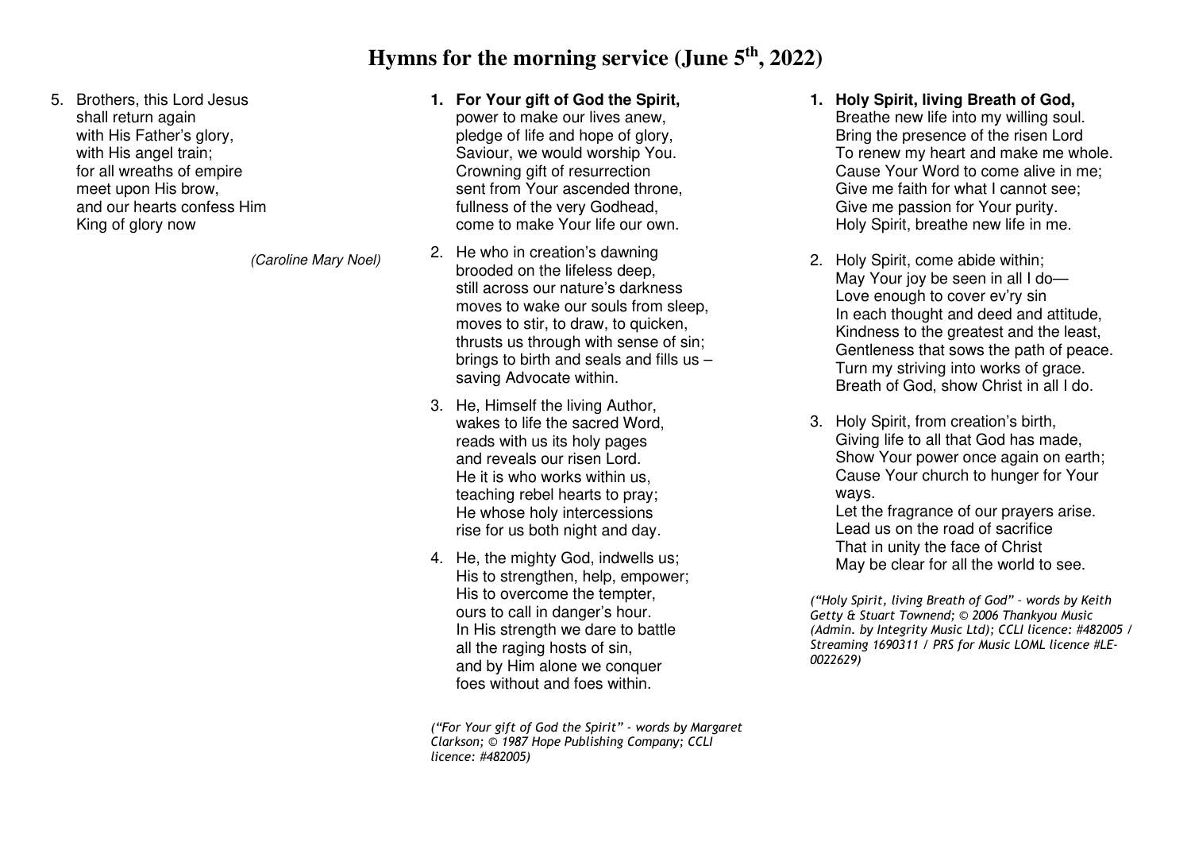# Hymns for the morning service (June 5th, 2022)

5. Brothers, this Lord Jesus
   shall return again
   with His Father's glory,
   with His angel train;
   for all wreaths of empire
   meet upon His brow,
   and our hearts confess Him
   King of glory now

*(Caroline Mary Noel)*

1. **For Your gift of God the Spirit,**
   power to make our lives anew,
   pledge of life and hope of glory,
   Saviour, we would worship You.
   Crowning gift of resurrection
   sent from Your ascended throne,
   fullness of the very Godhead,
   come to make Your life our own.

2. He who in creation's dawning
   brooded on the lifeless deep,
   still across our nature's darkness
   moves to wake our souls from sleep,
   moves to stir, to draw, to quicken,
   thrusts us through with sense of sin;
   brings to birth and seals and fills us –
   saving Advocate within.

3. He, Himself the living Author,
   wakes to life the sacred Word,
   reads with us its holy pages
   and reveals our risen Lord.
   He it is who works within us,
   teaching rebel hearts to pray;
   He whose holy intercessions
   rise for us both night and day.

4. He, the mighty God, indwells us;
   His to strengthen, help, empower;
   His to overcome the tempter,
   ours to call in danger's hour.
   In His strength we dare to battle
   all the raging hosts of sin,
   and by Him alone we conquer
   foes without and foes within.

*("For Your gift of God the Spirit" - words by Margaret Clarkson; © 1987 Hope Publishing Company; CCLI licence: #482005)*

1. **Holy Spirit, living Breath of God,**
   Breathe new life into my willing soul.
   Bring the presence of the risen Lord
   To renew my heart and make me whole.
   Cause Your Word to come alive in me;
   Give me faith for what I cannot see;
   Give me passion for Your purity.
   Holy Spirit, breathe new life in me.

2. Holy Spirit, come abide within;
   May Your joy be seen in all I do—
   Love enough to cover ev'ry sin
   In each thought and deed and attitude,
   Kindness to the greatest and the least,
   Gentleness that sows the path of peace.
   Turn my striving into works of grace.
   Breath of God, show Christ in all I do.

3. Holy Spirit, from creation's birth,
   Giving life to all that God has made,
   Show Your power once again on earth;
   Cause Your church to hunger for Your ways.
   Let the fragrance of our prayers arise.
   Lead us on the road of sacrifice
   That in unity the face of Christ
   May be clear for all the world to see.

*("Holy Spirit, living Breath of God" – words by Keith Getty & Stuart Townend; © 2006 Thankyou Music (Admin. by Integrity Music Ltd); CCLI licence: #482005 / Streaming 1690311 / PRS for Music LOML licence #LE-0022629)*